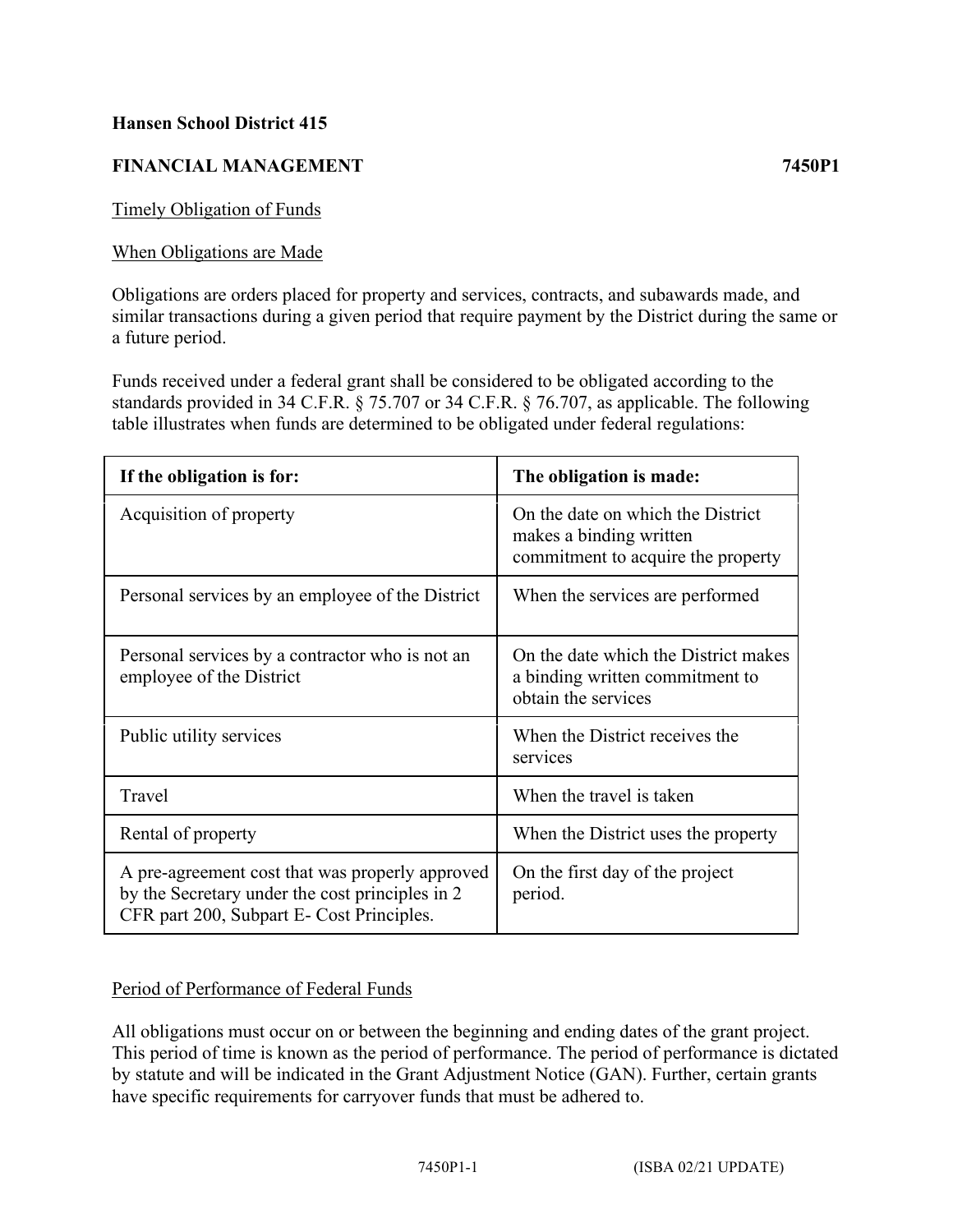**Hansen School District 415**

**FINANCIAL MANAGEMENT** **7450P1**

Timely Obligation of Funds

When Obligations are Made

Obligations are orders placed for property and services, contracts, and subawards made, and similar transactions during a given period that require payment by the District during the same or a future period.

Funds received under a federal grant shall be considered to be obligated according to the standards provided in 34 C.F.R. § 75.707 or 34 C.F.R. § 76.707, as applicable. The following table illustrates when funds are determined to be obligated under federal regulations:

| If the obligation is for: | The obligation is made: |
|---|---|
| Acquisition of property | On the date on which the District makes a binding written commitment to acquire the property |
| Personal services by an employee of the District | When the services are performed |
| Personal services by a contractor who is not an employee of the District | On the date which the District makes a binding written commitment to obtain the services |
| Public utility services | When the District receives the services |
| Travel | When the travel is taken |
| Rental of property | When the District uses the property |
| A pre-agreement cost that was properly approved by the Secretary under the cost principles in 2 CFR part 200, Subpart E- Cost Principles. | On the first day of the project period. |

Period of Performance of Federal Funds

All obligations must occur on or between the beginning and ending dates of the grant project. This period of time is known as the period of performance. The period of performance is dictated by statute and will be indicated in the Grant Adjustment Notice (GAN). Further, certain grants have specific requirements for carryover funds that must be adhered to.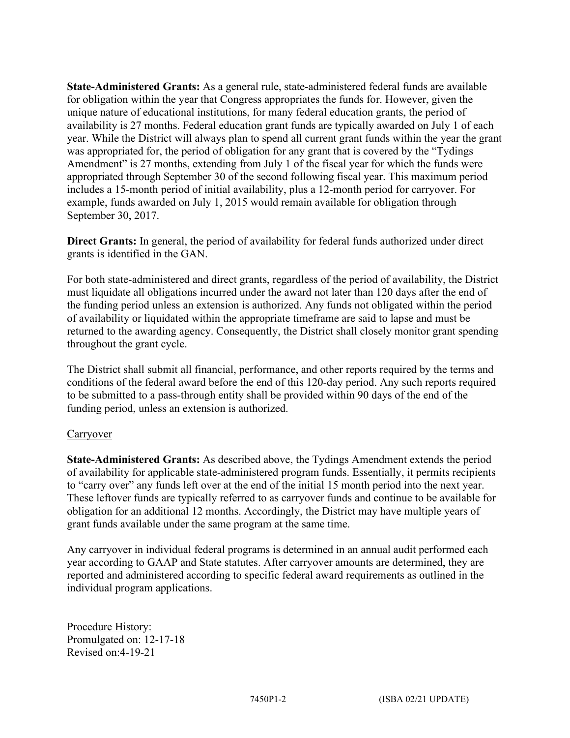**State-Administered Grants:** As a general rule, state-administered federal funds are available for obligation within the year that Congress appropriates the funds for. However, given the unique nature of educational institutions, for many federal education grants, the period of availability is 27 months. Federal education grant funds are typically awarded on July 1 of each year. While the District will always plan to spend all current grant funds within the year the grant was appropriated for, the period of obligation for any grant that is covered by the "Tydings Amendment" is 27 months, extending from July 1 of the fiscal year for which the funds were appropriated through September 30 of the second following fiscal year. This maximum period includes a 15-month period of initial availability, plus a 12-month period for carryover. For example, funds awarded on July 1, 2015 would remain available for obligation through September 30, 2017.

**Direct Grants:** In general, the period of availability for federal funds authorized under direct grants is identified in the GAN.

For both state-administered and direct grants, regardless of the period of availability, the District must liquidate all obligations incurred under the award not later than 120 days after the end of the funding period unless an extension is authorized. Any funds not obligated within the period of availability or liquidated within the appropriate timeframe are said to lapse and must be returned to the awarding agency. Consequently, the District shall closely monitor grant spending throughout the grant cycle.

The District shall submit all financial, performance, and other reports required by the terms and conditions of the federal award before the end of this 120-day period. Any such reports required to be submitted to a pass-through entity shall be provided within 90 days of the end of the funding period, unless an extension is authorized.

Carryover

**State-Administered Grants:** As described above, the Tydings Amendment extends the period of availability for applicable state-administered program funds. Essentially, it permits recipients to "carry over" any funds left over at the end of the initial 15 month period into the next year. These leftover funds are typically referred to as carryover funds and continue to be available for obligation for an additional 12 months. Accordingly, the District may have multiple years of grant funds available under the same program at the same time.

Any carryover in individual federal programs is determined in an annual audit performed each year according to GAAP and State statutes. After carryover amounts are determined, they are reported and administered according to specific federal award requirements as outlined in the individual program applications.

Procedure History:
Promulgated on: 12-17-18
Revised on:4-19-21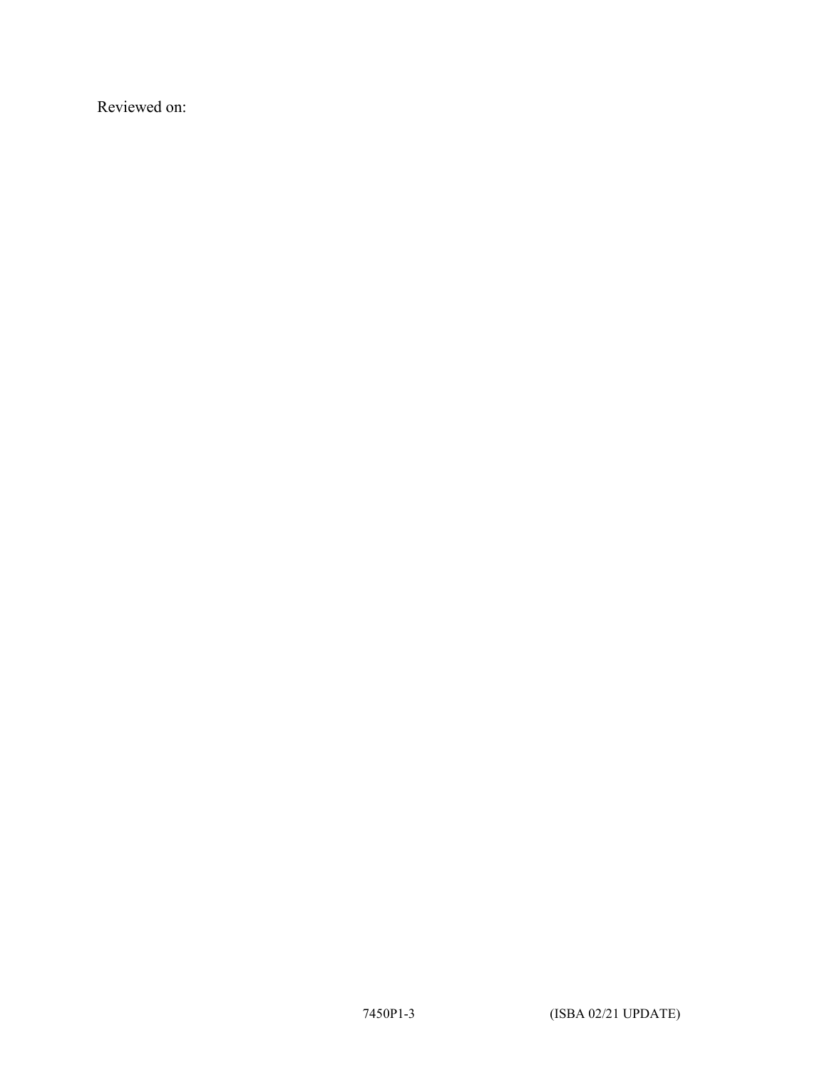Reviewed on: